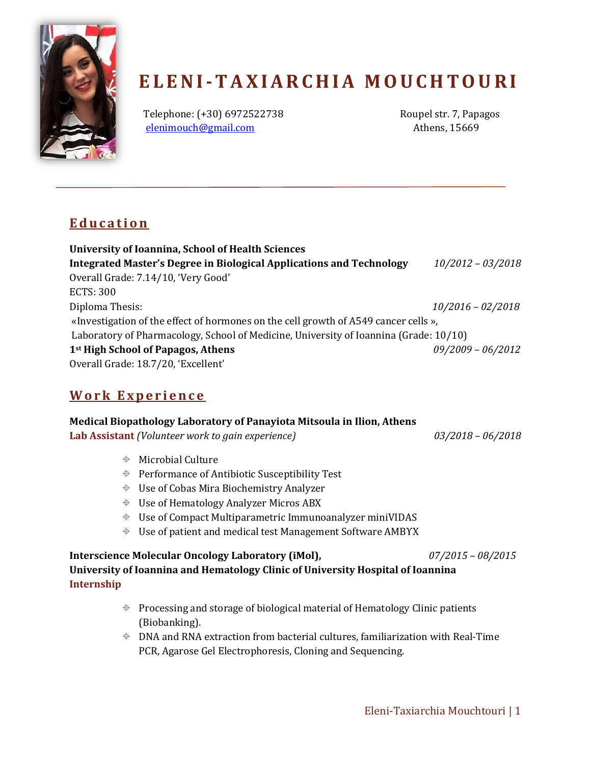# ELENI-TAXIARCHIA MOUCHTOURI

Telephone: (+30) 6972522738
elenimouch@gmail.com

Roupel str. 7, Papagos
Athens, 15669

## Education

**University of Ioannina, School of Health Sciences**
**Integrated Master's Degree in Biological Applications and Technology** *10/2012 – 03/2018*
Overall Grade: 7.14/10, 'Very Good'
ECTS: 300
Diploma Thesis: *10/2016 – 02/2018*
«Investigation of the effect of hormones on the cell growth of A549 cancer cells »,
Laboratory of Pharmacology, School of Medicine, University of Ioannina (Grade: 10/10)

**1st High School of Papagos, Athens** *09/2009 – 06/2012*
Overall Grade: 18.7/20, 'Excellent'

## Work Experience

**Medical Biopathology Laboratory of Panayiota Mitsoula in Ilion, Athens**
**Lab Assistant** *(Volunteer work to gain experience)* *03/2018 – 06/2018*

- Microbial Culture
- Performance of Antibiotic Susceptibility Test
- Use of Cobas Mira Biochemistry Analyzer
- Use of Hematology Analyzer Micros ABX
- Use of Compact Multiparametric Immunoanalyzer miniVIDAS
- Use of patient and medical test Management Software AMBYX

**Interscience Molecular Oncology Laboratory (iMol),** *07/2015 – 08/2015*
**University of Ioannina and Hematology Clinic of University Hospital of Ioannina**
**Internship**

- Processing and storage of biological material of Hematology Clinic patients (Biobanking).
- DNA and RNA extraction from bacterial cultures, familiarization with Real-Time PCR, Agarose Gel Electrophoresis, Cloning and Sequencing.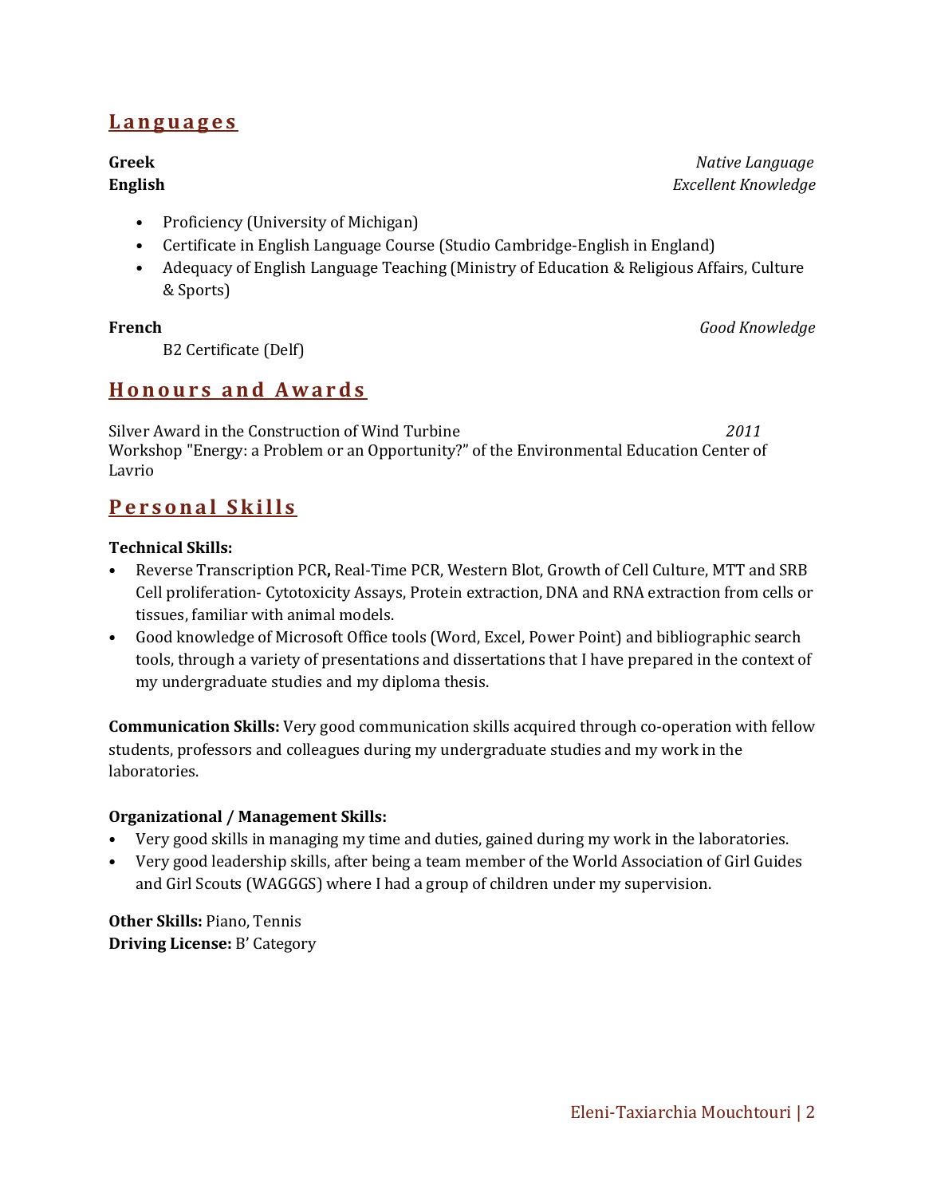## Languages

**Greek** *Native Language*
**English** *Excellent Knowledge*

- Proficiency (University of Michigan)
- Certificate in English Language Course (Studio Cambridge-English in England)
- Adequacy of English Language Teaching (Ministry of Education & Religious Affairs, Culture & Sports)

**French** *Good Knowledge*

B2 Certificate (Delf)

## Honours and Awards

Silver Award in the Construction of Wind Turbine *2011*
Workshop "Energy: a Problem or an Opportunity?" of the Environmental Education Center of Lavrio

## Personal Skills

**Technical Skills:**

- Reverse Transcription PCR**,** Real-Time PCR, Western Blot, Growth of Cell Culture, MTT and SRB Cell proliferation- Cytotoxicity Assays, Protein extraction, DNA and RNA extraction from cells or tissues, familiar with animal models.
- Good knowledge of Microsoft Office tools (Word, Excel, Power Point) and bibliographic search tools, through a variety of presentations and dissertations that I have prepared in the context of my undergraduate studies and my diploma thesis.

**Communication Skills:** Very good communication skills acquired through co-operation with fellow students, professors and colleagues during my undergraduate studies and my work in the laboratories.

**Organizational / Management Skills:**

- Very good skills in managing my time and duties, gained during my work in the laboratories.
- Very good leadership skills, after being a team member of the World Association of Girl Guides and Girl Scouts (WAGGGS) where I had a group of children under my supervision.

**Other Skills:** Piano, Tennis
**Driving License:** B' Category